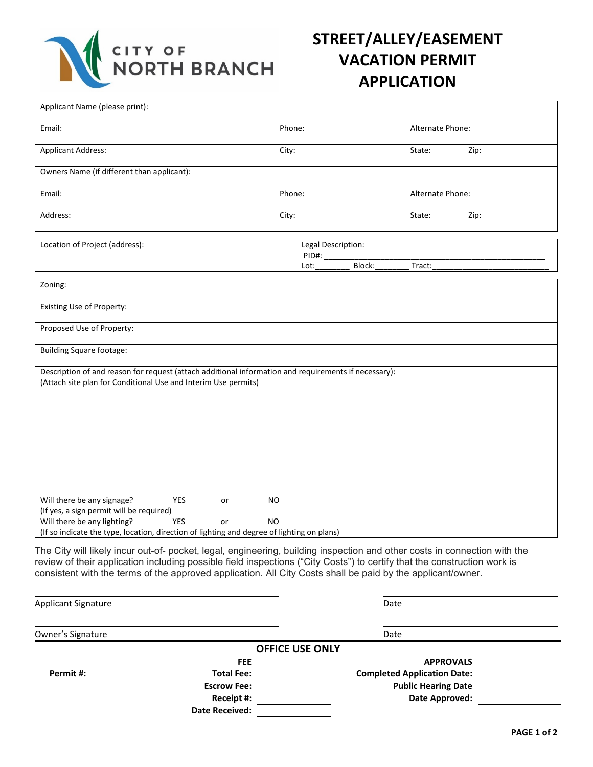CITY OF NORTH BRANCH

# STREET/ALLEY/EASEMENT VACATION PERMIT APPLICATION

| Applicant Name (please print): | | |
|---|---|---|
| Email: | Phone: | Alternate Phone: |
| Applicant Address: | City: | State: Zip: |
| Owners Name (if different than applicant): | | |
| Email: | Phone: | Alternate Phone: |
| Address: | City: | State: Zip: |

| Location of Project (address): | Legal Description: PID#: ______ Lot:______ Block:______ Tract:______ |
|---|---|

| Zoning: |
|---|
| Existing Use of Property: |
| Proposed Use of Property: |
| Building Square footage: |
| Description of and reason for request (attach additional information and requirements if necessary): (Attach site plan for Conditional Use and Interim Use permits) |
| Will there be any signage? YES or NO (If yes, a sign permit will be required) |
| Will there be any lighting? YES or NO (If so indicate the type, location, direction of lighting and degree of lighting on plans) |

The City will likely incur out-of- pocket, legal, engineering, building inspection and other costs in connection with the review of their application including possible field inspections ("City Costs") to certify that the construction work is consistent with the terms of the approved application. All City Costs shall be paid by the applicant/owner.

Applicant Signature ______________________ Date ______________

Owner's Signature ______________________ Date ______________

**OFFICE USE ONLY**

| | FEE | | APPROVALS | |
|---|---|---|---|---|
| **Permit #:** ______ | **Total Fee:** | ______ | **Completed Application Date:** | ______ |
| | **Escrow Fee:** | ______ | **Public Hearing Date** | ______ |
| | **Receipt #:** | ______ | **Date Approved:** | ______ |
| | **Date Received:** | ______ | | |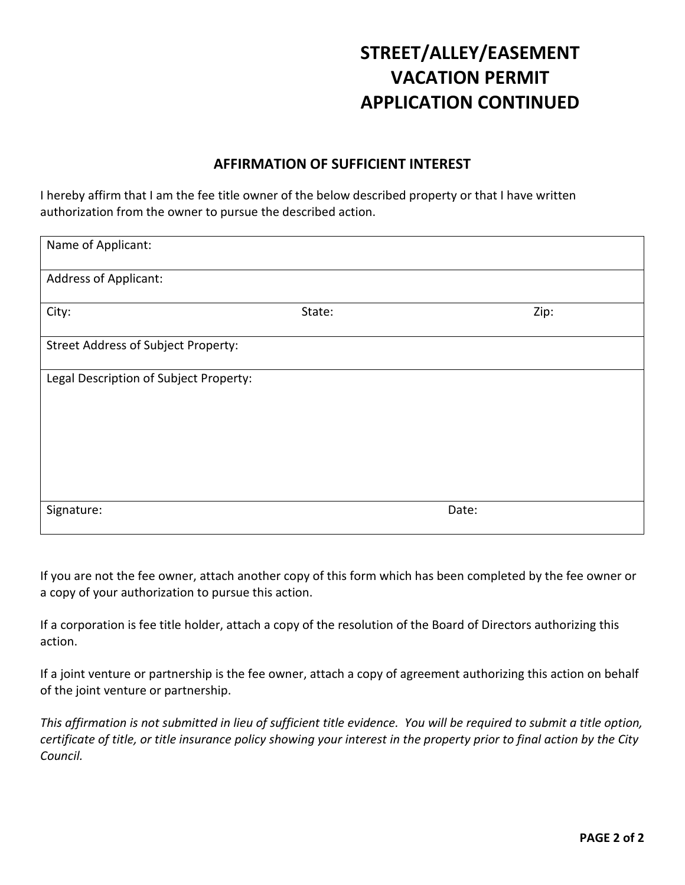# STREET/ALLEY/EASEMENT VACATION PERMIT APPLICATION CONTINUED

## AFFIRMATION OF SUFFICIENT INTEREST

I hereby affirm that I am the fee title owner of the below described property or that I have written authorization from the owner to pursue the described action.

| | | |
|---|---|---|
| Name of Applicant: | | |
| Address of Applicant: | | |
| City: | State: | Zip: |
| Street Address of Subject Property: | | |
| Legal Description of Subject Property: | | |
| Signature: | | Date: |

If you are not the fee owner, attach another copy of this form which has been completed by the fee owner or a copy of your authorization to pursue this action.

If a corporation is fee title holder, attach a copy of the resolution of the Board of Directors authorizing this action.

If a joint venture or partnership is the fee owner, attach a copy of agreement authorizing this action on behalf of the joint venture or partnership.

*This affirmation is not submitted in lieu of sufficient title evidence. You will be required to submit a title option, certificate of title, or title insurance policy showing your interest in the property prior to final action by the City Council.*